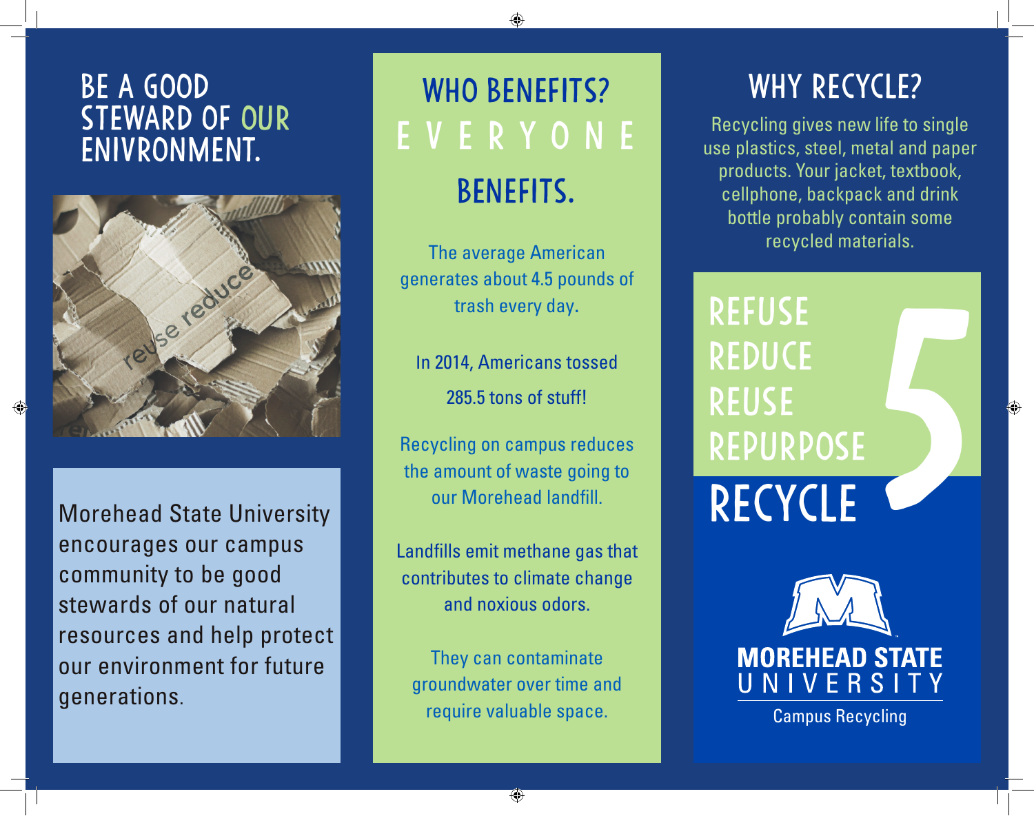# BE A GOOD STEWARD OF OUR ENIVRONMENT.

Morehead State University encourages our campus community to be good stewards of our natural resources and help protect our environment for future generations.

## WHO BENEFITS?

## E V E R Y O N E BENEFITS.

The average American generates about 4.5 pounds of trash every day.

In 2014, Americans tossed 285.5 tons of stuff!

Recycling on campus reduces the amount of waste going to our Morehead landfill.

Landfills emit methane gas that contributes to climate change and noxious odors.

They can contaminate groundwater over time and require valuable space.

## WHY RECYCLE?

Recycling gives new life to single use plastics, steel, metal and paper products. Your jacket, textbook, cellphone, backpack and drink bottle probably contain some recycled materials.

**5**

- REFUSE
- REDUCE
- REUSE
- REPURPOSE
- RECYCLE

**MOREHEAD STATE UNIVERSITY**

Campus Recycling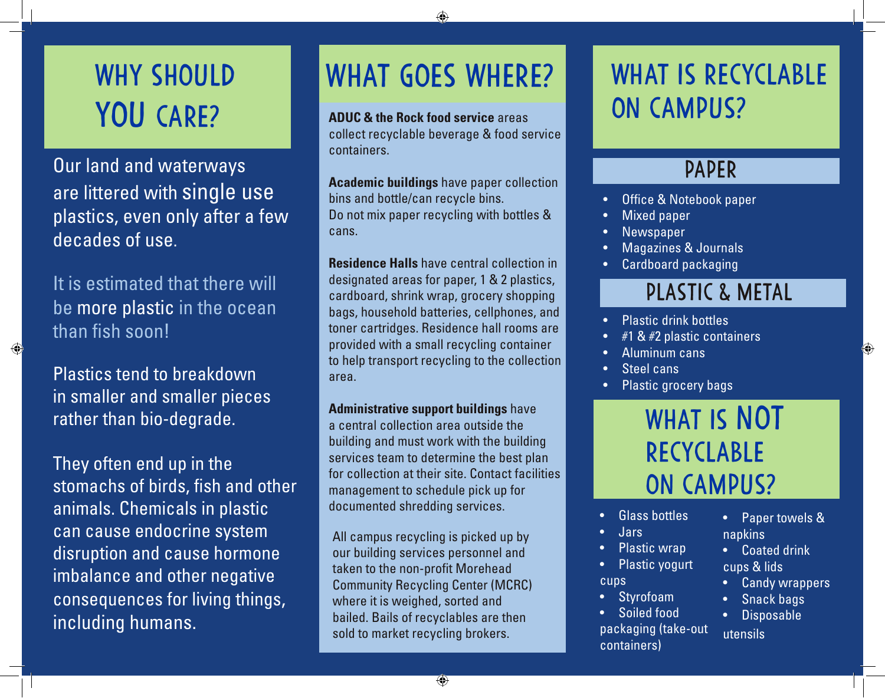# WHY SHOULD YOU CARE?

Our land and waterways are littered with single use plastics, even only after a few decades of use.

It is estimated that there will be more plastic in the ocean than fish soon!

Plastics tend to breakdown in smaller and smaller pieces rather than bio-degrade.

They often end up in the stomachs of birds, fish and other animals. Chemicals in plastic can cause endocrine system disruption and cause hormone imbalance and other negative consequences for living things, including humans.

# WHAT GOES WHERE?

**ADUC & the Rock food service** areas collect recyclable beverage & food service containers.

**Academic buildings** have paper collection bins and bottle/can recycle bins. Do not mix paper recycling with bottles & cans.

**Residence Halls** have central collection in designated areas for paper, 1 & 2 plastics, cardboard, shrink wrap, grocery shopping bags, household batteries, cellphones, and toner cartridges. Residence hall rooms are provided with a small recycling container to help transport recycling to the collection area.

**Administrative support buildings** have a central collection area outside the building and must work with the building services team to determine the best plan for collection at their site. Contact facilities management to schedule pick up for documented shredding services.

All campus recycling is picked up by our building services personnel and taken to the non-profit Morehead Community Recycling Center (MCRC) where it is weighed, sorted and bailed. Bails of recyclables are then sold to market recycling brokers.

# WHAT IS RECYCLABLE ON CAMPUS?

## PAPER

- Office & Notebook paper
- Mixed paper
- Newspaper
- Magazines & Journals
- Cardboard packaging

## PLASTIC & METAL

- Plastic drink bottles
- #1 & #2 plastic containers
- Aluminum cans
- Steel cans
- Plastic grocery bags

# WHAT IS NOT RECYCLABLE ON CAMPUS?

- Glass bottles
- Jars
- Plastic wrap
- Plastic yogurt cups
- Styrofoam
- Soiled food packaging (take-out containers)
- Paper towels & napkins
- Coated drink cups & lids
- Candy wrappers
- Snack bags
- Disposable utensils